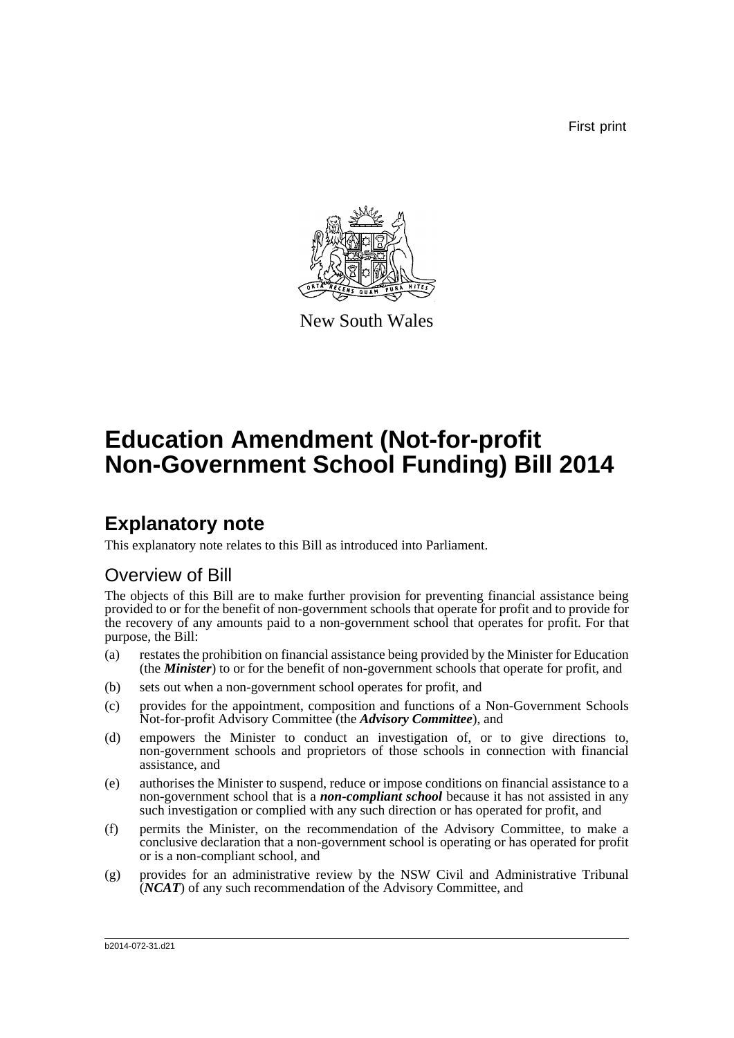First print

New South Wales

# Education Amendment (Not-for-profit Non-Government School Funding) Bill 2014

## Explanatory note

This explanatory note relates to this Bill as introduced into Parliament.

### Overview of Bill

The objects of this Bill are to make further provision for preventing financial assistance being provided to or for the benefit of non-government schools that operate for profit and to provide for the recovery of any amounts paid to a non-government school that operates for profit. For that purpose, the Bill:

(a) restates the prohibition on financial assistance being provided by the Minister for Education (the ***Minister***) to or for the benefit of non-government schools that operate for profit, and

(b) sets out when a non-government school operates for profit, and

(c) provides for the appointment, composition and functions of a Non-Government Schools Not-for-profit Advisory Committee (the ***Advisory Committee***), and

(d) empowers the Minister to conduct an investigation of, or to give directions to, non-government schools and proprietors of those schools in connection with financial assistance, and

(e) authorises the Minister to suspend, reduce or impose conditions on financial assistance to a non-government school that is a ***non-compliant school*** because it has not assisted in any such investigation or complied with any such direction or has operated for profit, and

(f) permits the Minister, on the recommendation of the Advisory Committee, to make a conclusive declaration that a non-government school is operating or has operated for profit or is a non-compliant school, and

(g) provides for an administrative review by the NSW Civil and Administrative Tribunal (***NCAT***) of any such recommendation of the Advisory Committee, and

b2014-072-31.d21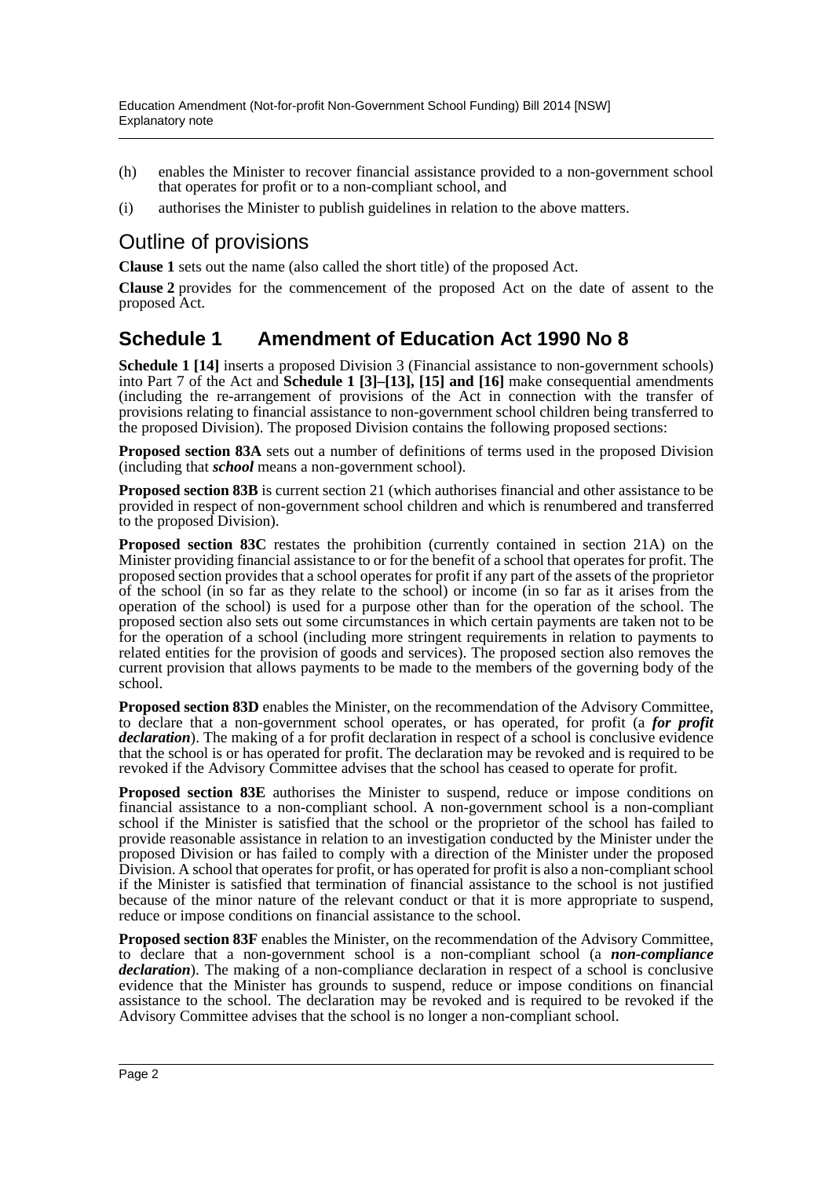(h) enables the Minister to recover financial assistance provided to a non-government school that operates for profit or to a non-compliant school, and

(i) authorises the Minister to publish guidelines in relation to the above matters.

## Outline of provisions

**Clause 1** sets out the name (also called the short title) of the proposed Act.

**Clause 2** provides for the commencement of the proposed Act on the date of assent to the proposed Act.

## Schedule 1 Amendment of Education Act 1990 No 8

**Schedule 1 [14]** inserts a proposed Division 3 (Financial assistance to non-government schools) into Part 7 of the Act and **Schedule 1 [3]–[13], [15] and [16]** make consequential amendments (including the re-arrangement of provisions of the Act in connection with the transfer of provisions relating to financial assistance to non-government school children being transferred to the proposed Division). The proposed Division contains the following proposed sections:

**Proposed section 83A** sets out a number of definitions of terms used in the proposed Division (including that ***school*** means a non-government school).

**Proposed section 83B** is current section 21 (which authorises financial and other assistance to be provided in respect of non-government school children and which is renumbered and transferred to the proposed Division).

**Proposed section 83C** restates the prohibition (currently contained in section 21A) on the Minister providing financial assistance to or for the benefit of a school that operates for profit. The proposed section provides that a school operates for profit if any part of the assets of the proprietor of the school (in so far as they relate to the school) or income (in so far as it arises from the operation of the school) is used for a purpose other than for the operation of the school. The proposed section also sets out some circumstances in which certain payments are taken not to be for the operation of a school (including more stringent requirements in relation to payments to related entities for the provision of goods and services). The proposed section also removes the current provision that allows payments to be made to the members of the governing body of the school.

**Proposed section 83D** enables the Minister, on the recommendation of the Advisory Committee, to declare that a non-government school operates, or has operated, for profit (a ***for profit declaration***). The making of a for profit declaration in respect of a school is conclusive evidence that the school is or has operated for profit. The declaration may be revoked and is required to be revoked if the Advisory Committee advises that the school has ceased to operate for profit.

**Proposed section 83E** authorises the Minister to suspend, reduce or impose conditions on financial assistance to a non-compliant school. A non-government school is a non-compliant school if the Minister is satisfied that the school or the proprietor of the school has failed to provide reasonable assistance in relation to an investigation conducted by the Minister under the proposed Division or has failed to comply with a direction of the Minister under the proposed Division. A school that operates for profit, or has operated for profit is also a non-compliant school if the Minister is satisfied that termination of financial assistance to the school is not justified because of the minor nature of the relevant conduct or that it is more appropriate to suspend, reduce or impose conditions on financial assistance to the school.

**Proposed section 83F** enables the Minister, on the recommendation of the Advisory Committee, to declare that a non-government school is a non-compliant school (a ***non-compliance declaration***). The making of a non-compliance declaration in respect of a school is conclusive evidence that the Minister has grounds to suspend, reduce or impose conditions on financial assistance to the school. The declaration may be revoked and is required to be revoked if the Advisory Committee advises that the school is no longer a non-compliant school.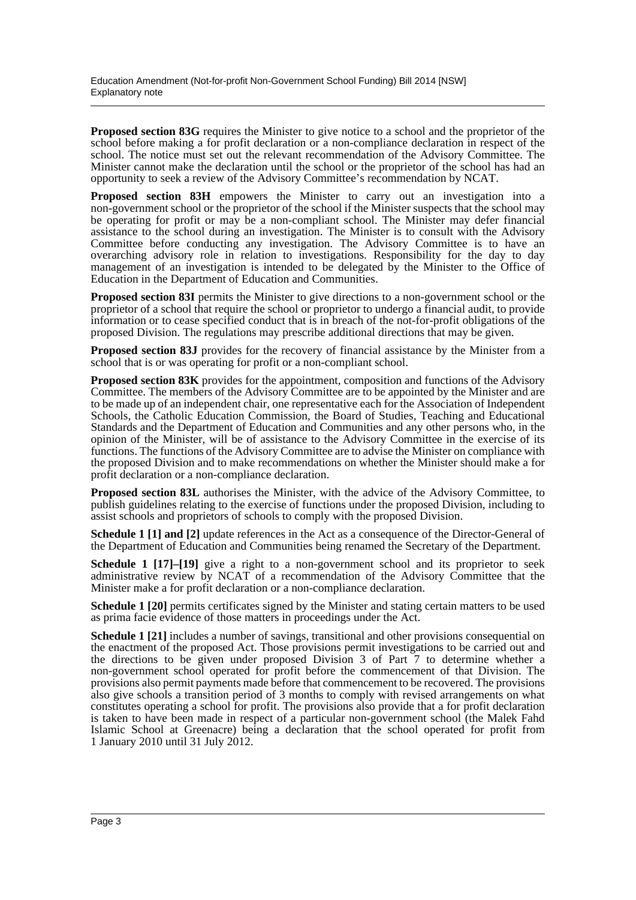**Proposed section 83G** requires the Minister to give notice to a school and the proprietor of the school before making a for profit declaration or a non-compliance declaration in respect of the school. The notice must set out the relevant recommendation of the Advisory Committee. The Minister cannot make the declaration until the school or the proprietor of the school has had an opportunity to seek a review of the Advisory Committee's recommendation by NCAT.

**Proposed section 83H** empowers the Minister to carry out an investigation into a non-government school or the proprietor of the school if the Minister suspects that the school may be operating for profit or may be a non-compliant school. The Minister may defer financial assistance to the school during an investigation. The Minister is to consult with the Advisory Committee before conducting any investigation. The Advisory Committee is to have an overarching advisory role in relation to investigations. Responsibility for the day to day management of an investigation is intended to be delegated by the Minister to the Office of Education in the Department of Education and Communities.

**Proposed section 83I** permits the Minister to give directions to a non-government school or the proprietor of a school that require the school or proprietor to undergo a financial audit, to provide information or to cease specified conduct that is in breach of the not-for-profit obligations of the proposed Division. The regulations may prescribe additional directions that may be given.

**Proposed section 83J** provides for the recovery of financial assistance by the Minister from a school that is or was operating for profit or a non-compliant school.

**Proposed section 83K** provides for the appointment, composition and functions of the Advisory Committee. The members of the Advisory Committee are to be appointed by the Minister and are to be made up of an independent chair, one representative each for the Association of Independent Schools, the Catholic Education Commission, the Board of Studies, Teaching and Educational Standards and the Department of Education and Communities and any other persons who, in the opinion of the Minister, will be of assistance to the Advisory Committee in the exercise of its functions. The functions of the Advisory Committee are to advise the Minister on compliance with the proposed Division and to make recommendations on whether the Minister should make a for profit declaration or a non-compliance declaration.

**Proposed section 83L** authorises the Minister, with the advice of the Advisory Committee, to publish guidelines relating to the exercise of functions under the proposed Division, including to assist schools and proprietors of schools to comply with the proposed Division.

**Schedule 1 [1] and [2]** update references in the Act as a consequence of the Director-General of the Department of Education and Communities being renamed the Secretary of the Department.

**Schedule 1 [17]–[19]** give a right to a non-government school and its proprietor to seek administrative review by NCAT of a recommendation of the Advisory Committee that the Minister make a for profit declaration or a non-compliance declaration.

**Schedule 1 [20]** permits certificates signed by the Minister and stating certain matters to be used as prima facie evidence of those matters in proceedings under the Act.

**Schedule 1 [21]** includes a number of savings, transitional and other provisions consequential on the enactment of the proposed Act. Those provisions permit investigations to be carried out and the directions to be given under proposed Division 3 of Part 7 to determine whether a non-government school operated for profit before the commencement of that Division. The provisions also permit payments made before that commencement to be recovered. The provisions also give schools a transition period of 3 months to comply with revised arrangements on what constitutes operating a school for profit. The provisions also provide that a for profit declaration is taken to have been made in respect of a particular non-government school (the Malek Fahd Islamic School at Greenacre) being a declaration that the school operated for profit from 1 January 2010 until 31 July 2012.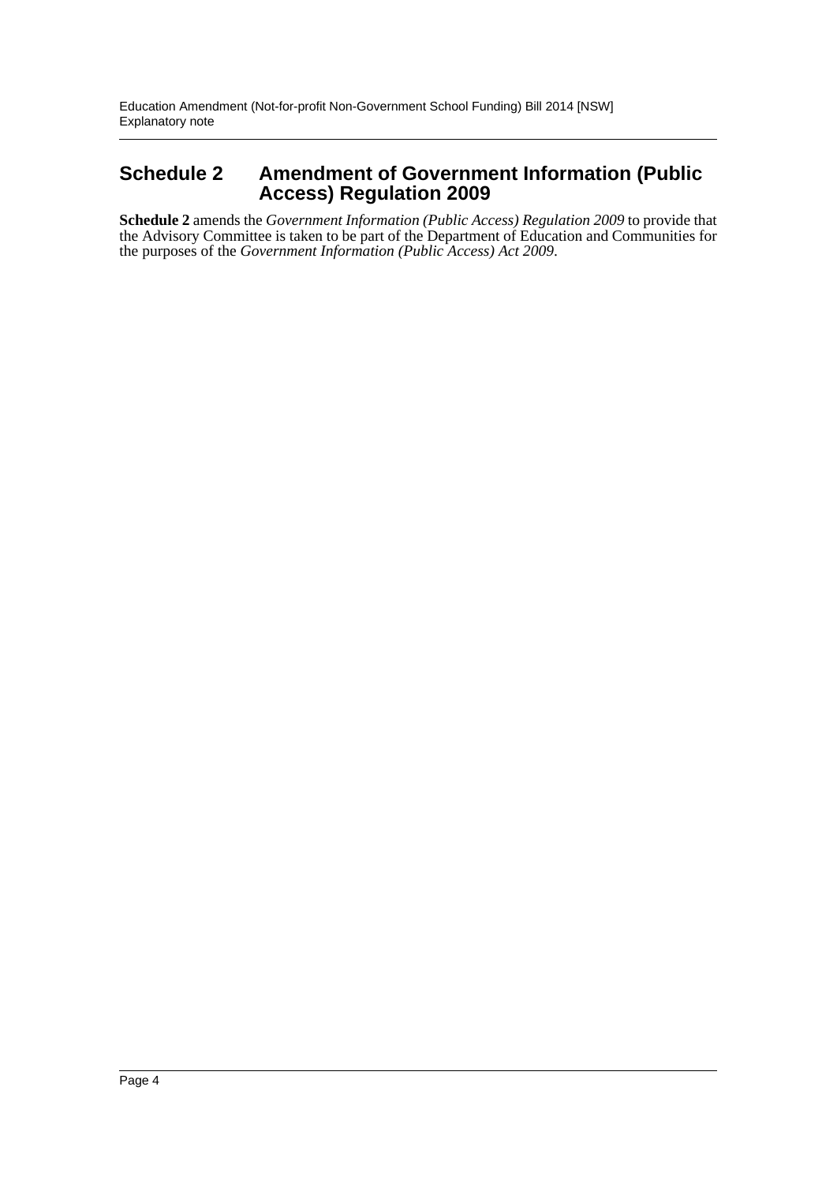## Schedule 2 Amendment of Government Information (Public Access) Regulation 2009

**Schedule 2** amends the *Government Information (Public Access) Regulation 2009* to provide that the Advisory Committee is taken to be part of the Department of Education and Communities for the purposes of the *Government Information (Public Access) Act 2009*.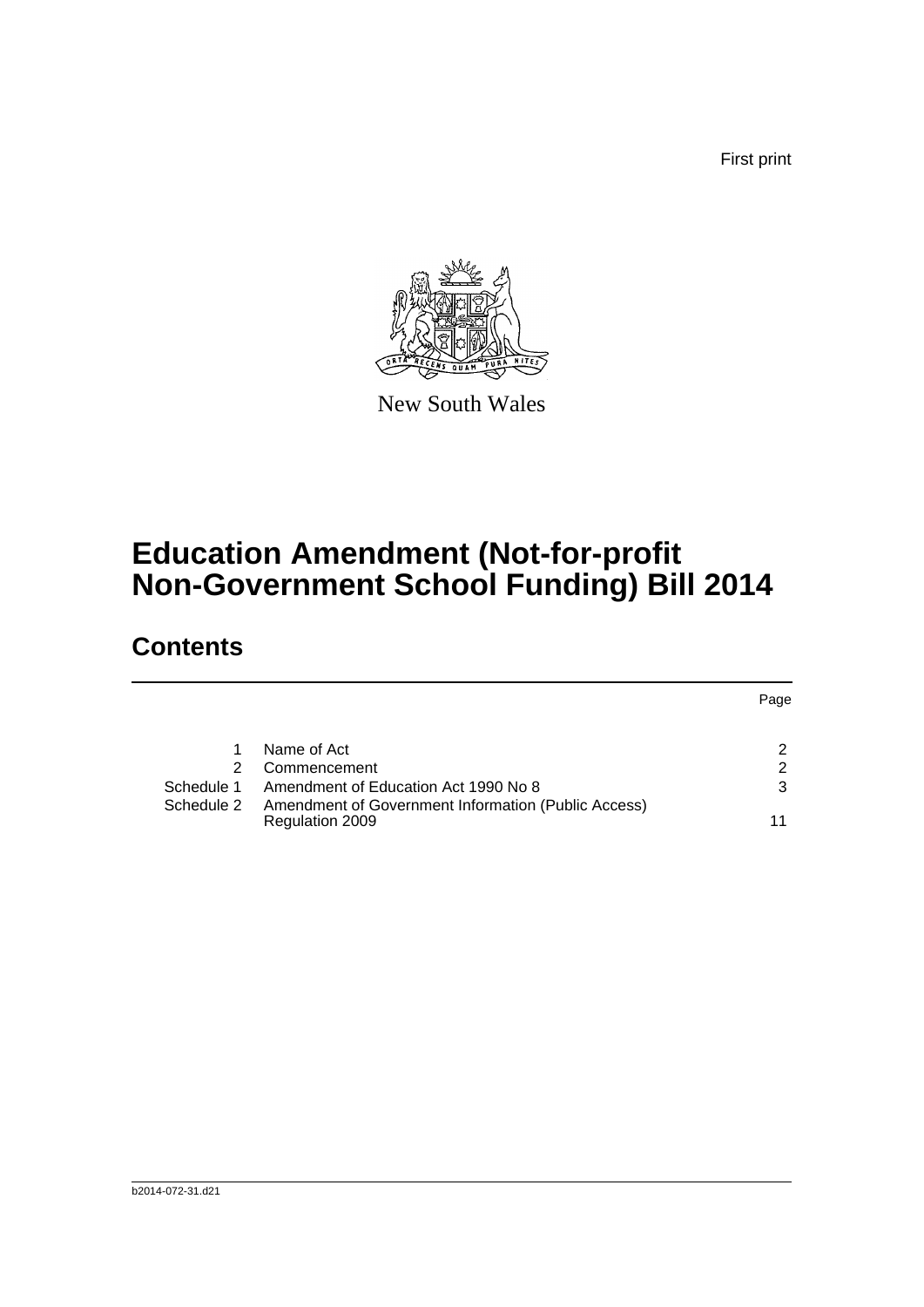First print

New South Wales

# Education Amendment (Not-for-profit Non-Government School Funding) Bill 2014

## Contents

| | | Page |
|---|---|---|
| 1 | Name of Act | 2 |
| 2 | Commencement | 2 |
| Schedule 1 | Amendment of Education Act 1990 No 8 | 3 |
| Schedule 2 | Amendment of Government Information (Public Access) Regulation 2009 | 11 |

b2014-072-31.d21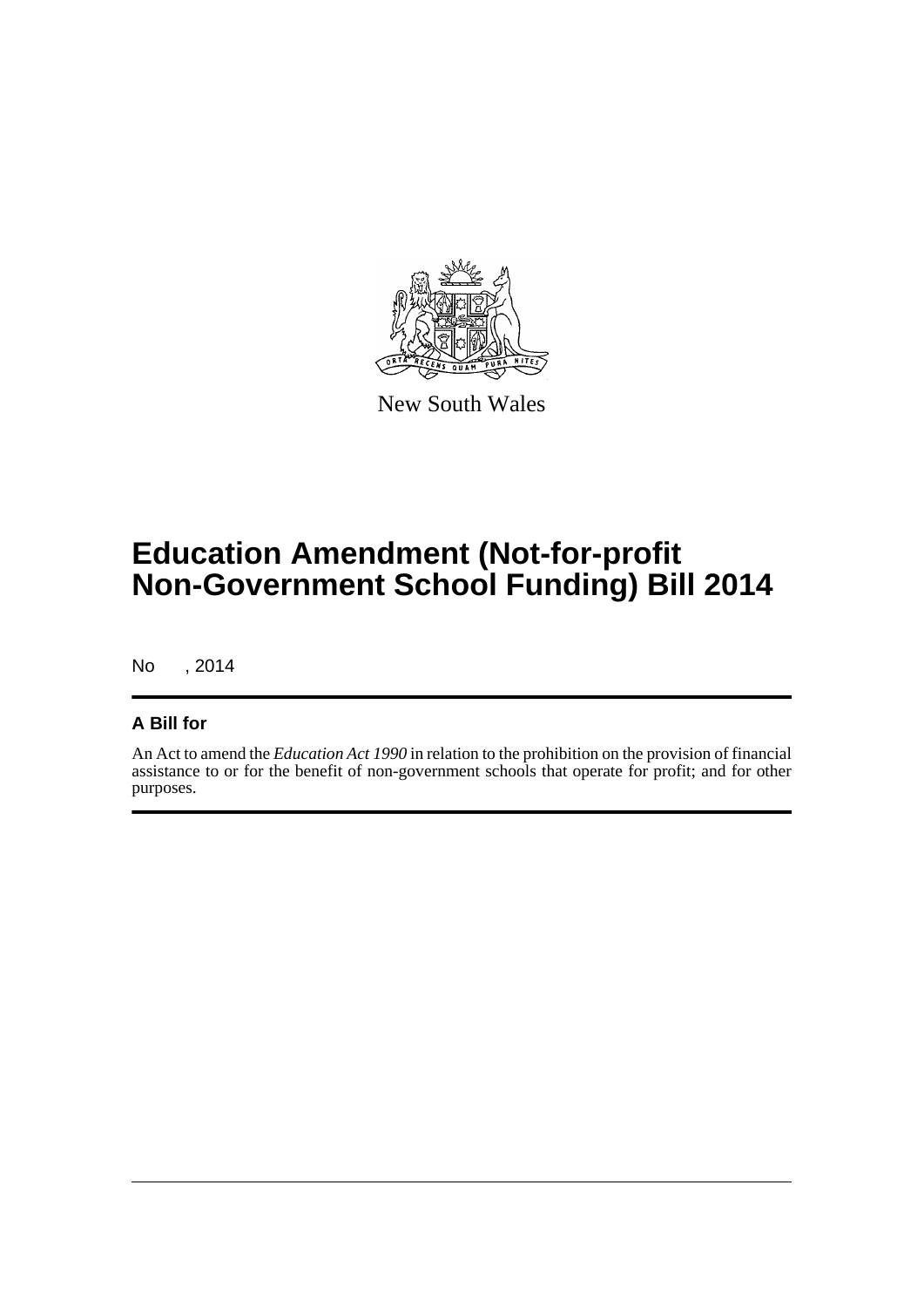New South Wales

# Education Amendment (Not-for-profit Non-Government School Funding) Bill 2014

No , 2014

## A Bill for

An Act to amend the *Education Act 1990* in relation to the prohibition on the provision of financial assistance to or for the benefit of non-government schools that operate for profit; and for other purposes.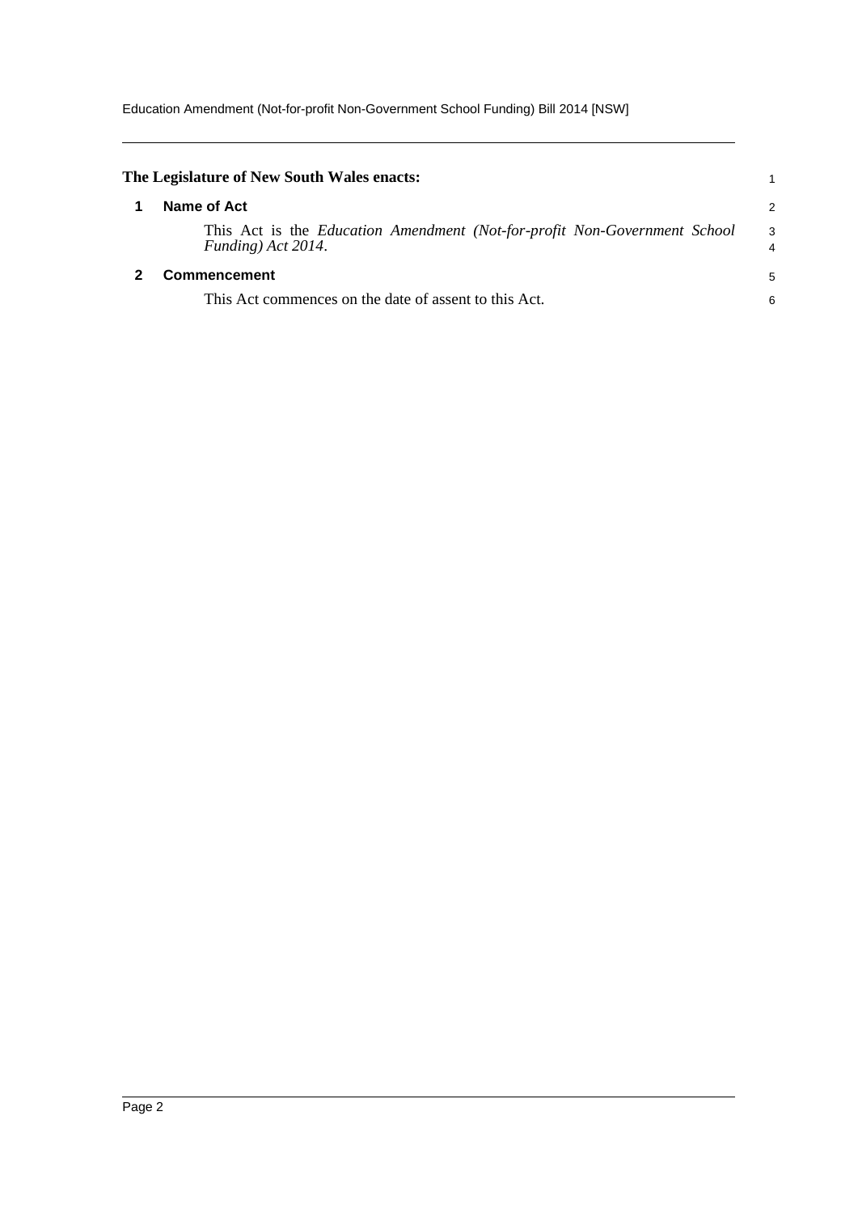**The Legislature of New South Wales enacts:**

## 1 Name of Act

This Act is the *Education Amendment (Not-for-profit Non-Government School Funding) Act 2014*.

## 2 Commencement

This Act commences on the date of assent to this Act.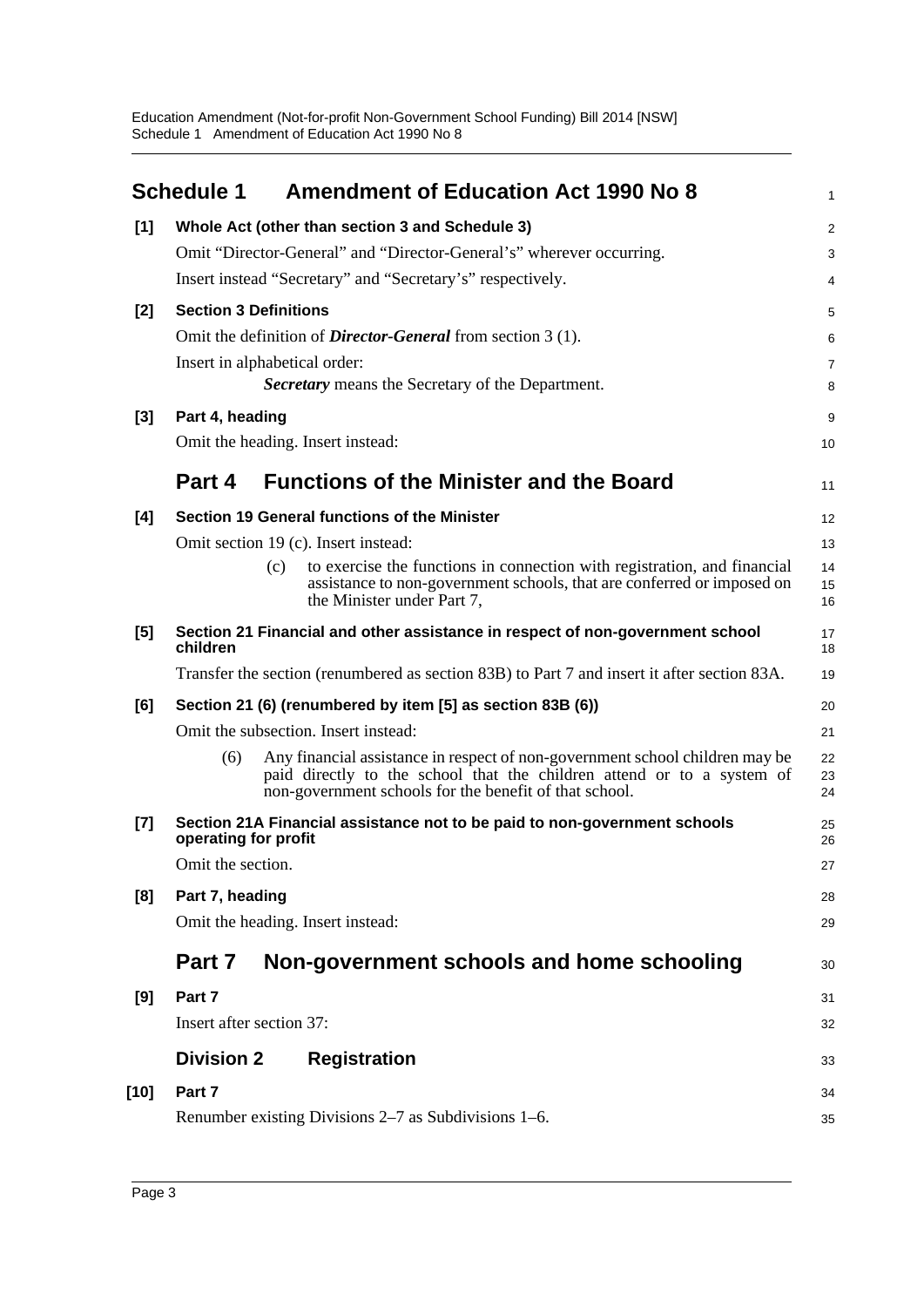# Schedule 1 Amendment of Education Act 1990 No 8

**[1] Whole Act (other than section 3 and Schedule 3)**

Omit "Director-General" and "Director-General's" wherever occurring.

Insert instead "Secretary" and "Secretary's" respectively.

**[2] Section 3 Definitions**

Omit the definition of ***Director-General*** from section 3 (1).

Insert in alphabetical order:

> ***Secretary*** means the Secretary of the Department.

**[3] Part 4, heading**

Omit the heading. Insert instead:

## Part 4 Functions of the Minister and the Board

**[4] Section 19 General functions of the Minister**

Omit section 19 (c). Insert instead:

> (c) to exercise the functions in connection with registration, and financial assistance to non-government schools, that are conferred or imposed on the Minister under Part 7,

**[5] Section 21 Financial and other assistance in respect of non-government school children**

Transfer the section (renumbered as section 83B) to Part 7 and insert it after section 83A.

**[6] Section 21 (6) (renumbered by item [5] as section 83B (6))**

Omit the subsection. Insert instead:

> (6) Any financial assistance in respect of non-government school children may be paid directly to the school that the children attend or to a system of non-government schools for the benefit of that school.

**[7] Section 21A Financial assistance not to be paid to non-government schools operating for profit**

Omit the section.

**[8] Part 7, heading**

Omit the heading. Insert instead:

## Part 7 Non-government schools and home schooling

**[9] Part 7**

Insert after section 37:

### Division 2 Registration

**[10] Part 7**

Renumber existing Divisions 2–7 as Subdivisions 1–6.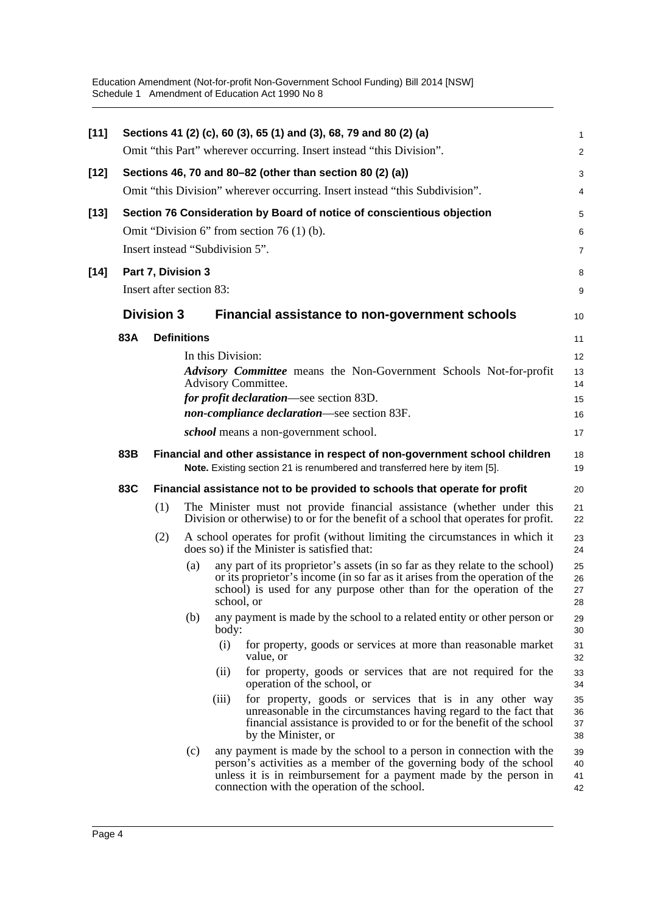**[11] Sections 41 (2) (c), 60 (3), 65 (1) and (3), 68, 79 and 80 (2) (a)**

Omit "this Part" wherever occurring. Insert instead "this Division".

**[12] Sections 46, 70 and 80–82 (other than section 80 (2) (a))**

Omit "this Division" wherever occurring. Insert instead "this Subdivision".

**[13] Section 76 Consideration by Board of notice of conscientious objection**

Omit "Division 6" from section 76 (1) (b).

Insert instead "Subdivision 5".

**[14] Part 7, Division 3**

Insert after section 83:

## Division 3 Financial assistance to non-government schools

### 83A Definitions

In this Division:

***Advisory Committee*** means the Non-Government Schools Not-for-profit Advisory Committee.

***for profit declaration***—see section 83D.

***non-compliance declaration***—see section 83F.

***school*** means a non-government school.

### 83B Financial and other assistance in respect of non-government school children

**Note.** Existing section 21 is renumbered and transferred here by item [5].

### 83C Financial assistance not to be provided to schools that operate for profit

(1) The Minister must not provide financial assistance (whether under this Division or otherwise) to or for the benefit of a school that operates for profit.

(2) A school operates for profit (without limiting the circumstances in which it does so) if the Minister is satisfied that:

- (a) any part of its proprietor's assets (in so far as they relate to the school) or its proprietor's income (in so far as it arises from the operation of the school) is used for any purpose other than for the operation of the school, or
- (b) any payment is made by the school to a related entity or other person or body:
  - (i) for property, goods or services at more than reasonable market value, or
  - (ii) for property, goods or services that are not required for the operation of the school, or
  - (iii) for property, goods or services that is in any other way unreasonable in the circumstances having regard to the fact that financial assistance is provided to or for the benefit of the school by the Minister, or
- (c) any payment is made by the school to a person in connection with the person's activities as a member of the governing body of the school unless it is in reimbursement for a payment made by the person in connection with the operation of the school.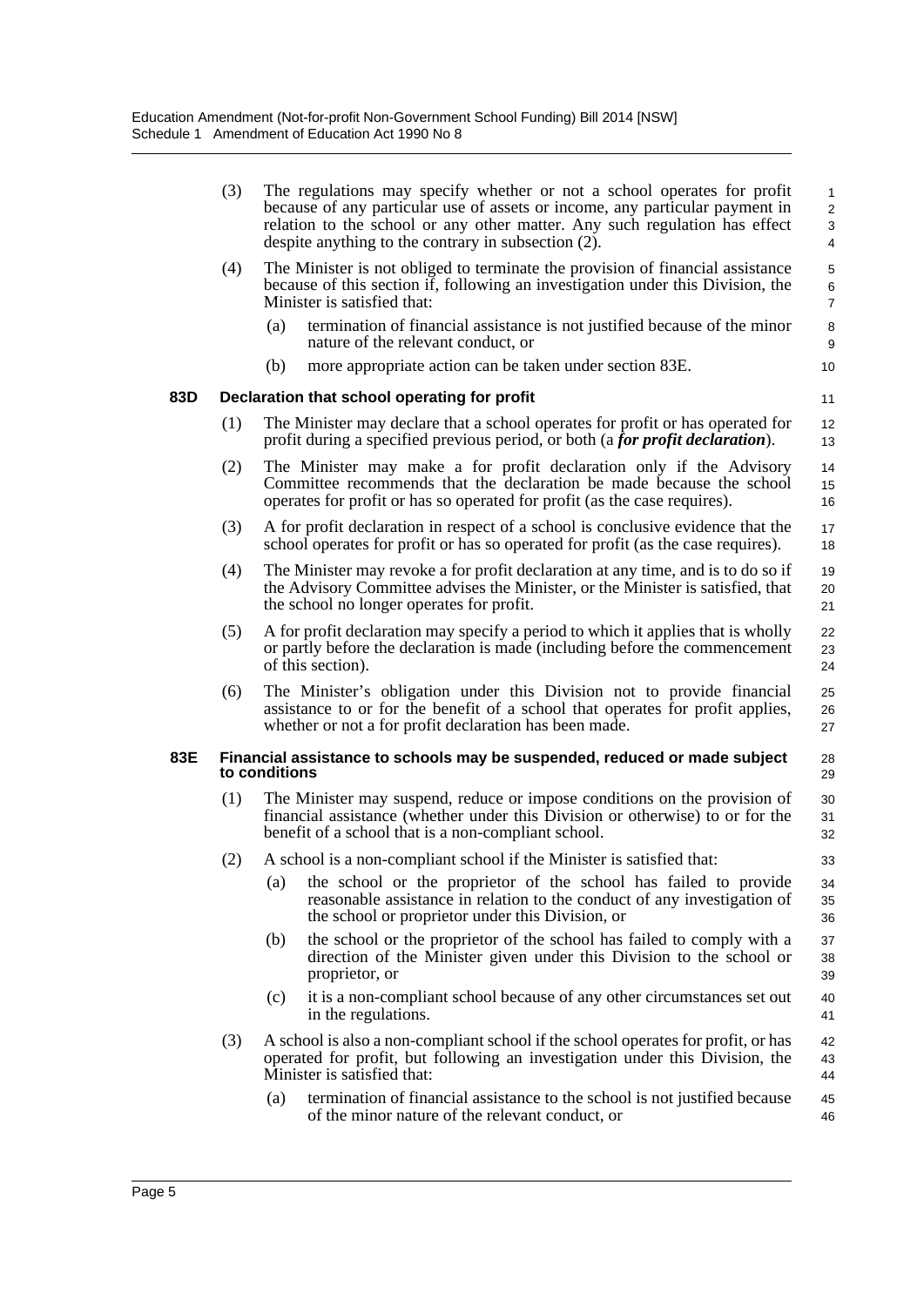(3) The regulations may specify whether or not a school operates for profit because of any particular use of assets or income, any particular payment in relation to the school or any other matter. Any such regulation has effect despite anything to the contrary in subsection (2).

(4) The Minister is not obliged to terminate the provision of financial assistance because of this section if, following an investigation under this Division, the Minister is satisfied that:

(a) termination of financial assistance is not justified because of the minor nature of the relevant conduct, or

(b) more appropriate action can be taken under section 83E.

**83D Declaration that school operating for profit**

(1) The Minister may declare that a school operates for profit or has operated for profit during a specified previous period, or both (a ***for profit declaration***).

(2) The Minister may make a for profit declaration only if the Advisory Committee recommends that the declaration be made because the school operates for profit or has so operated for profit (as the case requires).

(3) A for profit declaration in respect of a school is conclusive evidence that the school operates for profit or has so operated for profit (as the case requires).

(4) The Minister may revoke a for profit declaration at any time, and is to do so if the Advisory Committee advises the Minister, or the Minister is satisfied, that the school no longer operates for profit.

(5) A for profit declaration may specify a period to which it applies that is wholly or partly before the declaration is made (including before the commencement of this section).

(6) The Minister's obligation under this Division not to provide financial assistance to or for the benefit of a school that operates for profit applies, whether or not a for profit declaration has been made.

**83E Financial assistance to schools may be suspended, reduced or made subject to conditions**

(1) The Minister may suspend, reduce or impose conditions on the provision of financial assistance (whether under this Division or otherwise) to or for the benefit of a school that is a non-compliant school.

(2) A school is a non-compliant school if the Minister is satisfied that:

(a) the school or the proprietor of the school has failed to provide reasonable assistance in relation to the conduct of any investigation of the school or proprietor under this Division, or

(b) the school or the proprietor of the school has failed to comply with a direction of the Minister given under this Division to the school or proprietor, or

(c) it is a non-compliant school because of any other circumstances set out in the regulations.

(3) A school is also a non-compliant school if the school operates for profit, or has operated for profit, but following an investigation under this Division, the Minister is satisfied that:

(a) termination of financial assistance to the school is not justified because of the minor nature of the relevant conduct, or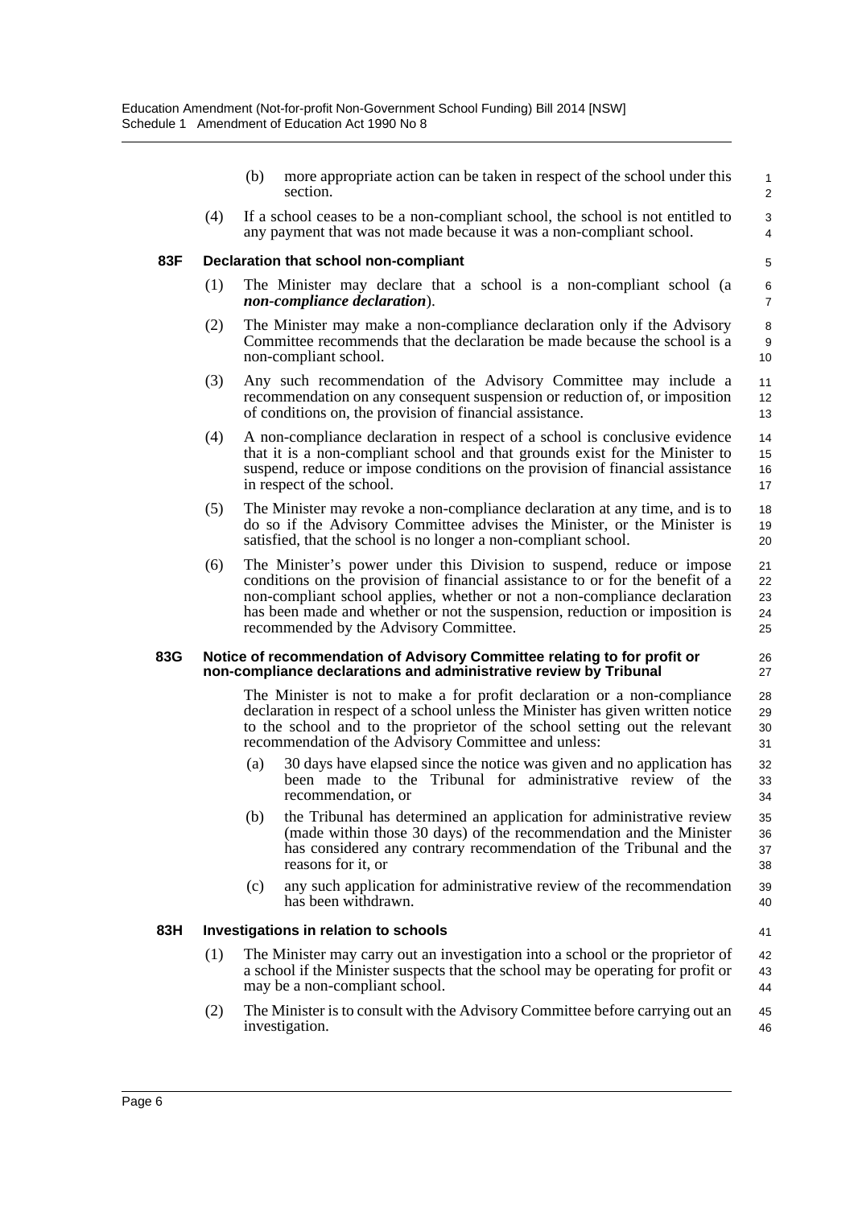(b) more appropriate action can be taken in respect of the school under this section.

(4) If a school ceases to be a non-compliant school, the school is not entitled to any payment that was not made because it was a non-compliant school.

### 83F Declaration that school non-compliant

(1) The Minister may declare that a school is a non-compliant school (a ***non-compliance declaration***).

(2) The Minister may make a non-compliance declaration only if the Advisory Committee recommends that the declaration be made because the school is a non-compliant school.

(3) Any such recommendation of the Advisory Committee may include a recommendation on any consequent suspension or reduction of, or imposition of conditions on, the provision of financial assistance.

(4) A non-compliance declaration in respect of a school is conclusive evidence that it is a non-compliant school and that grounds exist for the Minister to suspend, reduce or impose conditions on the provision of financial assistance in respect of the school.

(5) The Minister may revoke a non-compliance declaration at any time, and is to do so if the Advisory Committee advises the Minister, or the Minister is satisfied, that the school is no longer a non-compliant school.

(6) The Minister's power under this Division to suspend, reduce or impose conditions on the provision of financial assistance to or for the benefit of a non-compliant school applies, whether or not a non-compliance declaration has been made and whether or not the suspension, reduction or imposition is recommended by the Advisory Committee.

### 83G Notice of recommendation of Advisory Committee relating to for profit or non-compliance declarations and administrative review by Tribunal

The Minister is not to make a for profit declaration or a non-compliance declaration in respect of a school unless the Minister has given written notice to the school and to the proprietor of the school setting out the relevant recommendation of the Advisory Committee and unless:

(a) 30 days have elapsed since the notice was given and no application has been made to the Tribunal for administrative review of the recommendation, or

(b) the Tribunal has determined an application for administrative review (made within those 30 days) of the recommendation and the Minister has considered any contrary recommendation of the Tribunal and the reasons for it, or

(c) any such application for administrative review of the recommendation has been withdrawn.

### 83H Investigations in relation to schools

(1) The Minister may carry out an investigation into a school or the proprietor of a school if the Minister suspects that the school may be operating for profit or may be a non-compliant school.

(2) The Minister is to consult with the Advisory Committee before carrying out an investigation.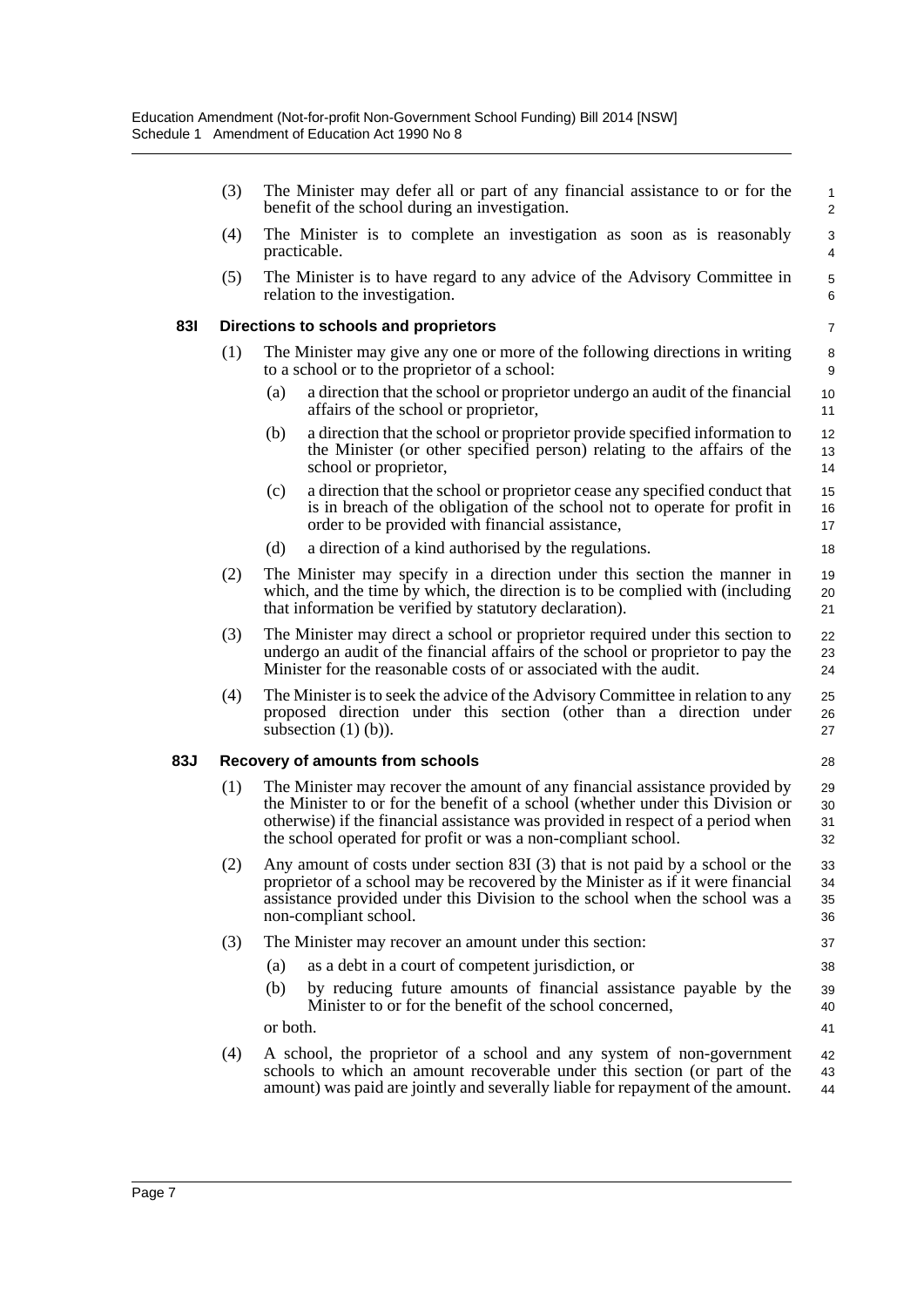(3) The Minister may defer all or part of any financial assistance to or for the benefit of the school during an investigation.

(4) The Minister is to complete an investigation as soon as is reasonably practicable.

(5) The Minister is to have regard to any advice of the Advisory Committee in relation to the investigation.

**83I Directions to schools and proprietors**

(1) The Minister may give any one or more of the following directions in writing to a school or to the proprietor of a school:

(a) a direction that the school or proprietor undergo an audit of the financial affairs of the school or proprietor,

(b) a direction that the school or proprietor provide specified information to the Minister (or other specified person) relating to the affairs of the school or proprietor,

(c) a direction that the school or proprietor cease any specified conduct that is in breach of the obligation of the school not to operate for profit in order to be provided with financial assistance,

(d) a direction of a kind authorised by the regulations.

(2) The Minister may specify in a direction under this section the manner in which, and the time by which, the direction is to be complied with (including that information be verified by statutory declaration).

(3) The Minister may direct a school or proprietor required under this section to undergo an audit of the financial affairs of the school or proprietor to pay the Minister for the reasonable costs of or associated with the audit.

(4) The Minister is to seek the advice of the Advisory Committee in relation to any proposed direction under this section (other than a direction under subsection (1) (b)).

**83J Recovery of amounts from schools**

(1) The Minister may recover the amount of any financial assistance provided by the Minister to or for the benefit of a school (whether under this Division or otherwise) if the financial assistance was provided in respect of a period when the school operated for profit or was a non-compliant school.

(2) Any amount of costs under section 83I (3) that is not paid by a school or the proprietor of a school may be recovered by the Minister as if it were financial assistance provided under this Division to the school when the school was a non-compliant school.

(3) The Minister may recover an amount under this section:

(a) as a debt in a court of competent jurisdiction, or

(b) by reducing future amounts of financial assistance payable by the Minister to or for the benefit of the school concerned,

or both.

(4) A school, the proprietor of a school and any system of non-government schools to which an amount recoverable under this section (or part of the amount) was paid are jointly and severally liable for repayment of the amount.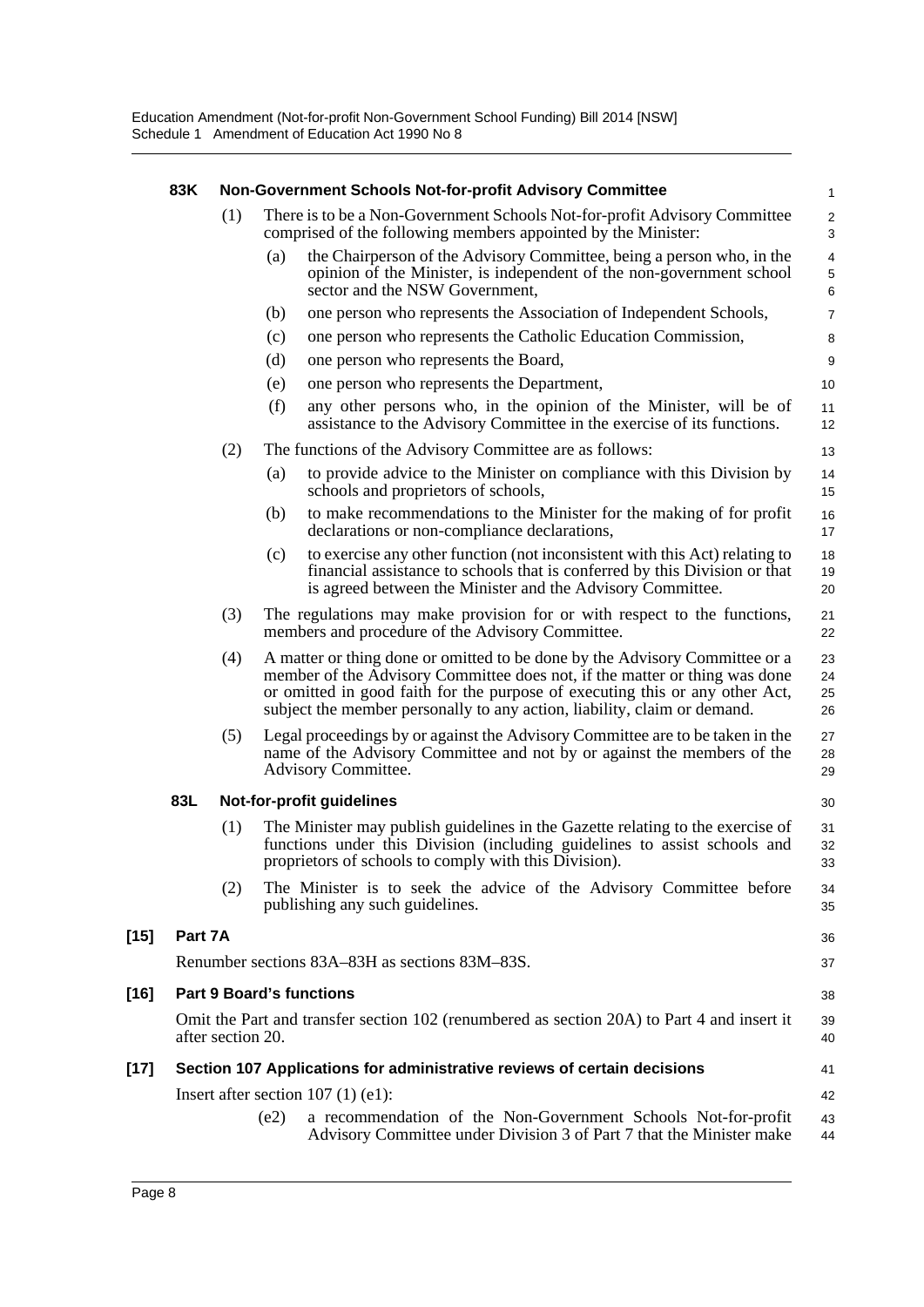**83K Non-Government Schools Not-for-profit Advisory Committee**

(1) There is to be a Non-Government Schools Not-for-profit Advisory Committee comprised of the following members appointed by the Minister:

(a) the Chairperson of the Advisory Committee, being a person who, in the opinion of the Minister, is independent of the non-government school sector and the NSW Government,

(b) one person who represents the Association of Independent Schools,

(c) one person who represents the Catholic Education Commission,

(d) one person who represents the Board,

(e) one person who represents the Department,

(f) any other persons who, in the opinion of the Minister, will be of assistance to the Advisory Committee in the exercise of its functions.

(2) The functions of the Advisory Committee are as follows:

(a) to provide advice to the Minister on compliance with this Division by schools and proprietors of schools,

(b) to make recommendations to the Minister for the making of for profit declarations or non-compliance declarations,

(c) to exercise any other function (not inconsistent with this Act) relating to financial assistance to schools that is conferred by this Division or that is agreed between the Minister and the Advisory Committee.

(3) The regulations may make provision for or with respect to the functions, members and procedure of the Advisory Committee.

(4) A matter or thing done or omitted to be done by the Advisory Committee or a member of the Advisory Committee does not, if the matter or thing was done or omitted in good faith for the purpose of executing this or any other Act, subject the member personally to any action, liability, claim or demand.

(5) Legal proceedings by or against the Advisory Committee are to be taken in the name of the Advisory Committee and not by or against the members of the Advisory Committee.

**83L Not-for-profit guidelines**

(1) The Minister may publish guidelines in the Gazette relating to the exercise of functions under this Division (including guidelines to assist schools and proprietors of schools to comply with this Division).

(2) The Minister is to seek the advice of the Advisory Committee before publishing any such guidelines.

**[15] Part 7A**

Renumber sections 83A–83H as sections 83M–83S.

**[16] Part 9 Board's functions**

Omit the Part and transfer section 102 (renumbered as section 20A) to Part 4 and insert it after section 20.

**[17] Section 107 Applications for administrative reviews of certain decisions**

Insert after section 107 (1) (e1):

(e2) a recommendation of the Non-Government Schools Not-for-profit Advisory Committee under Division 3 of Part 7 that the Minister make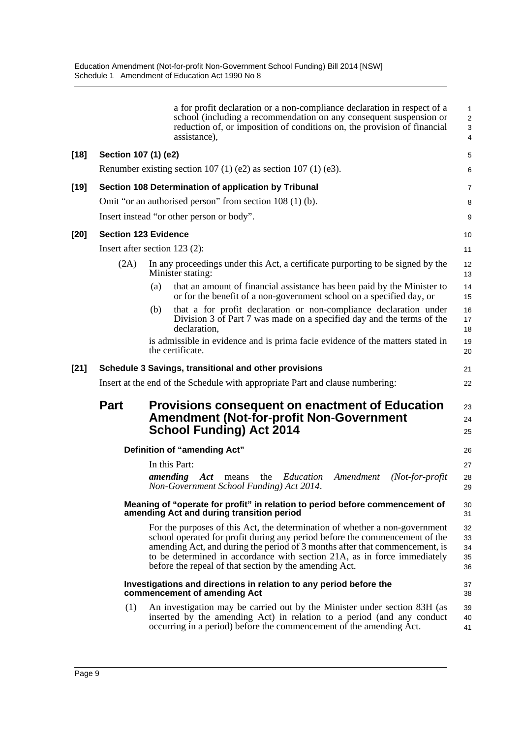a for profit declaration or a non-compliance declaration in respect of a school (including a recommendation on any consequent suspension or reduction of, or imposition of conditions on, the provision of financial assistance),

**[18] Section 107 (1) (e2)**

Renumber existing section 107 (1) (e2) as section 107 (1) (e3).

**[19] Section 108 Determination of application by Tribunal**

Omit "or an authorised person" from section 108 (1) (b).

Insert instead "or other person or body".

**[20] Section 123 Evidence**

Insert after section 123 (2):

(2A) In any proceedings under this Act, a certificate purporting to be signed by the Minister stating:

(a) that an amount of financial assistance has been paid by the Minister to or for the benefit of a non-government school on a specified day, or

(b) that a for profit declaration or non-compliance declaration under Division 3 of Part 7 was made on a specified day and the terms of the declaration,

is admissible in evidence and is prima facie evidence of the matters stated in the certificate.

**[21] Schedule 3 Savings, transitional and other provisions**

Insert at the end of the Schedule with appropriate Part and clause numbering:

## Part Provisions consequent on enactment of Education Amendment (Not-for-profit Non-Government School Funding) Act 2014

**Definition of "amending Act"**

In this Part:

***amending Act*** means the *Education Amendment (Not-for-profit Non-Government School Funding) Act 2014*.

**Meaning of "operate for profit" in relation to period before commencement of amending Act and during transition period**

For the purposes of this Act, the determination of whether a non-government school operated for profit during any period before the commencement of the amending Act, and during the period of 3 months after that commencement, is to be determined in accordance with section 21A, as in force immediately before the repeal of that section by the amending Act.

**Investigations and directions in relation to any period before the commencement of amending Act**

(1) An investigation may be carried out by the Minister under section 83H (as inserted by the amending Act) in relation to a period (and any conduct occurring in a period) before the commencement of the amending Act.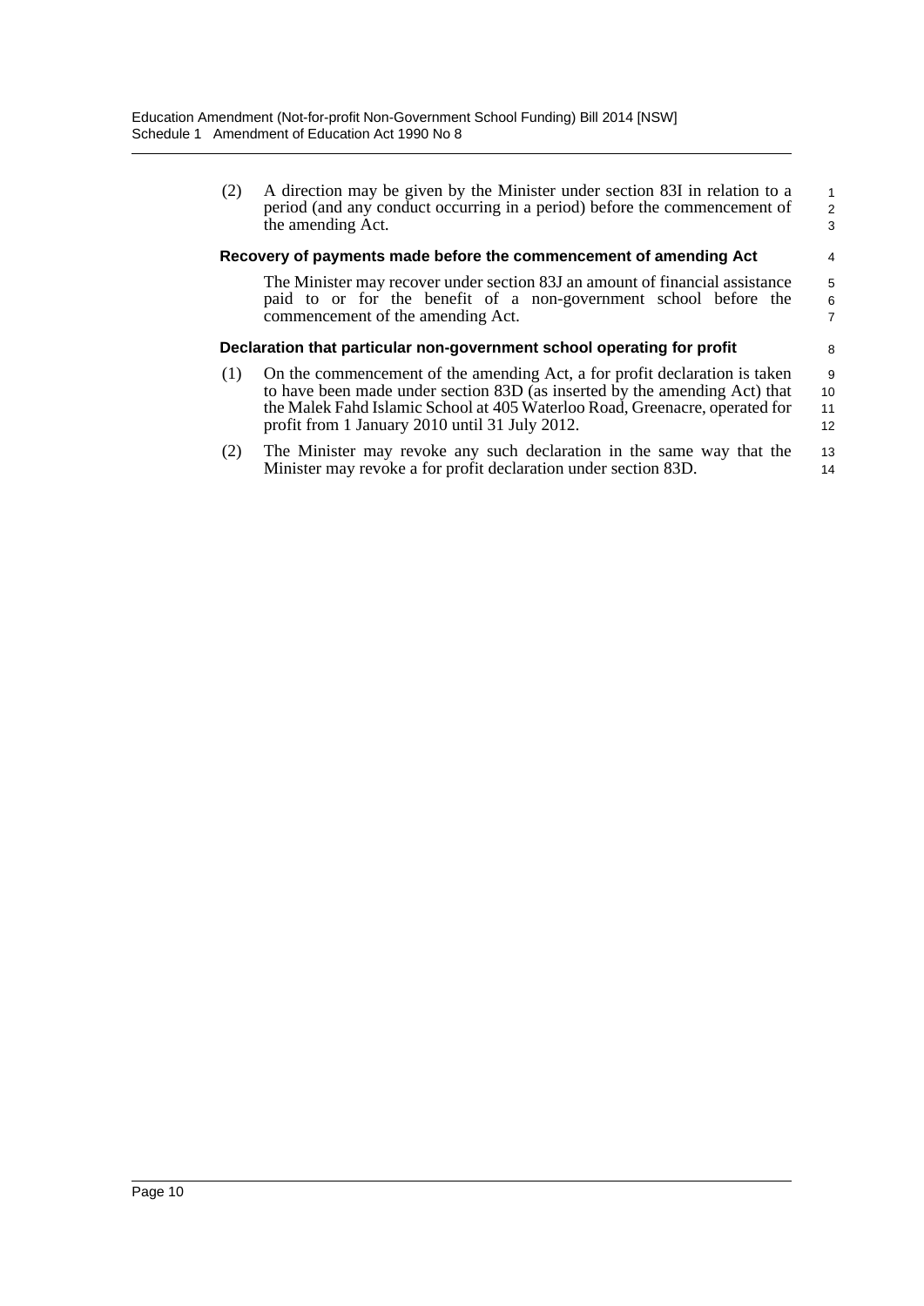(2) A direction may be given by the Minister under section 83I in relation to a period (and any conduct occurring in a period) before the commencement of the amending Act.

**Recovery of payments made before the commencement of amending Act**

The Minister may recover under section 83J an amount of financial assistance paid to or for the benefit of a non-government school before the commencement of the amending Act.

**Declaration that particular non-government school operating for profit**

(1) On the commencement of the amending Act, a for profit declaration is taken to have been made under section 83D (as inserted by the amending Act) that the Malek Fahd Islamic School at 405 Waterloo Road, Greenacre, operated for profit from 1 January 2010 until 31 July 2012.

(2) The Minister may revoke any such declaration in the same way that the Minister may revoke a for profit declaration under section 83D.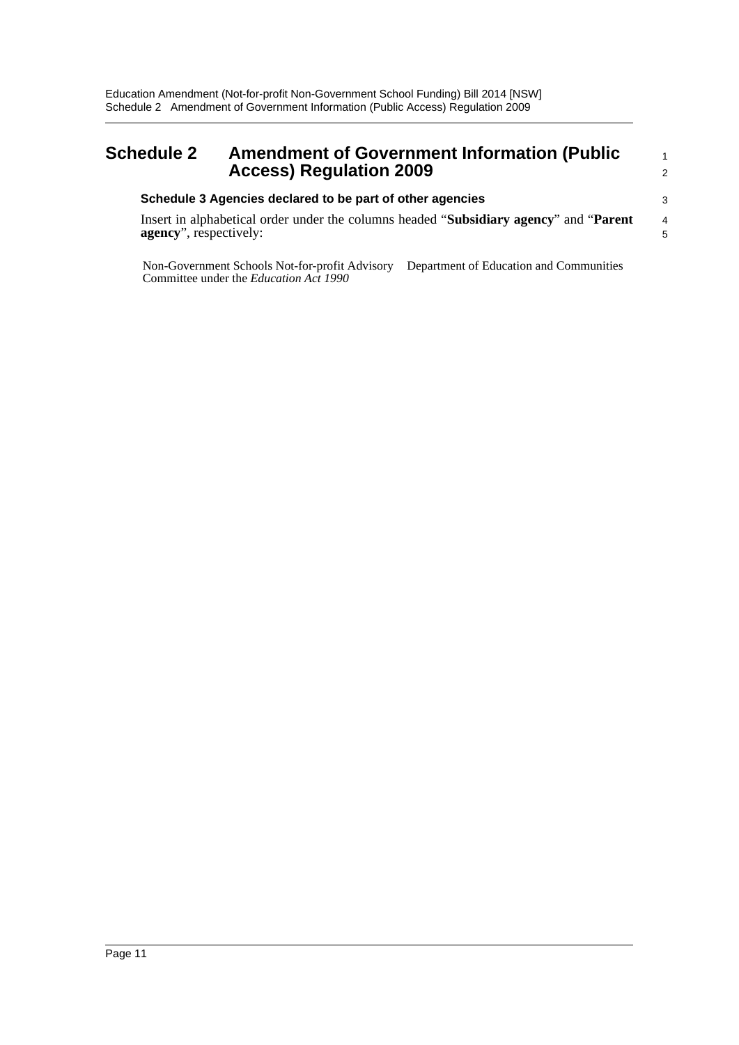# Schedule 2 Amendment of Government Information (Public Access) Regulation 2009

### Schedule 3 Agencies declared to be part of other agencies

Insert in alphabetical order under the columns headed "**Subsidiary agency**" and "**Parent agency**", respectively:

| | |
|---|---|
| Non-Government Schools Not-for-profit Advisory Committee under the *Education Act 1990* | Department of Education and Communities |